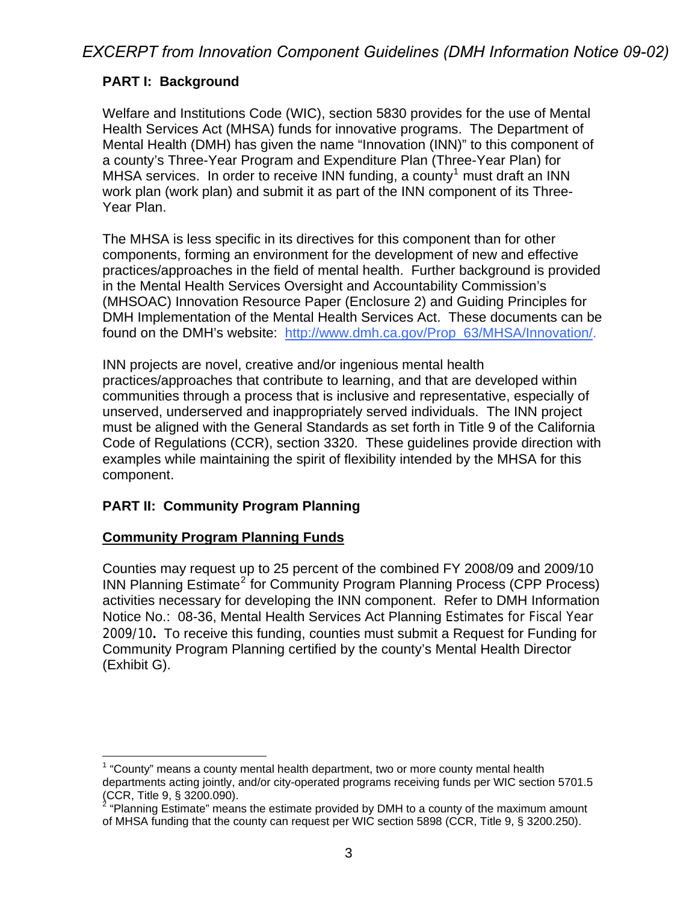*EXCERPT from Innovation Component Guidelines (DMH Information Notice 09-02)*

## PART I: Background

Welfare and Institutions Code (WIC), section 5830 provides for the use of Mental Health Services Act (MHSA) funds for innovative programs. The Department of Mental Health (DMH) has given the name "Innovation (INN)" to this component of a county's Three-Year Program and Expenditure Plan (Three-Year Plan) for MHSA services. In order to receive INN funding, a county[1] must draft an INN work plan (work plan) and submit it as part of the INN component of its Three-Year Plan.

The MHSA is less specific in its directives for this component than for other components, forming an environment for the development of new and effective practices/approaches in the field of mental health. Further background is provided in the Mental Health Services Oversight and Accountability Commission's (MHSOAC) Innovation Resource Paper (Enclosure 2) and Guiding Principles for DMH Implementation of the Mental Health Services Act. These documents can be found on the DMH's website: http://www.dmh.ca.gov/Prop_63/MHSA/Innovation/.

INN projects are novel, creative and/or ingenious mental health practices/approaches that contribute to learning, and that are developed within communities through a process that is inclusive and representative, especially of unserved, underserved and inappropriately served individuals. The INN project must be aligned with the General Standards as set forth in Title 9 of the California Code of Regulations (CCR), section 3320. These guidelines provide direction with examples while maintaining the spirit of flexibility intended by the MHSA for this component.

## PART II: Community Program Planning

### Community Program Planning Funds

Counties may request up to 25 percent of the combined FY 2008/09 and 2009/10 INN Planning Estimate[2] for Community Program Planning Process (CPP Process) activities necessary for developing the INN component. Refer to DMH Information Notice No.: 08-36, Mental Health Services Act Planning Estimates for Fiscal Year 2009/10**.** To receive this funding, counties must submit a Request for Funding for Community Program Planning certified by the county's Mental Health Director (Exhibit G).

---

[1] "County" means a county mental health department, two or more county mental health departments acting jointly, and/or city-operated programs receiving funds per WIC section 5701.5 (CCR, Title 9, § 3200.090).

[2] "Planning Estimate" means the estimate provided by DMH to a county of the maximum amount of MHSA funding that the county can request per WIC section 5898 (CCR, Title 9, § 3200.250).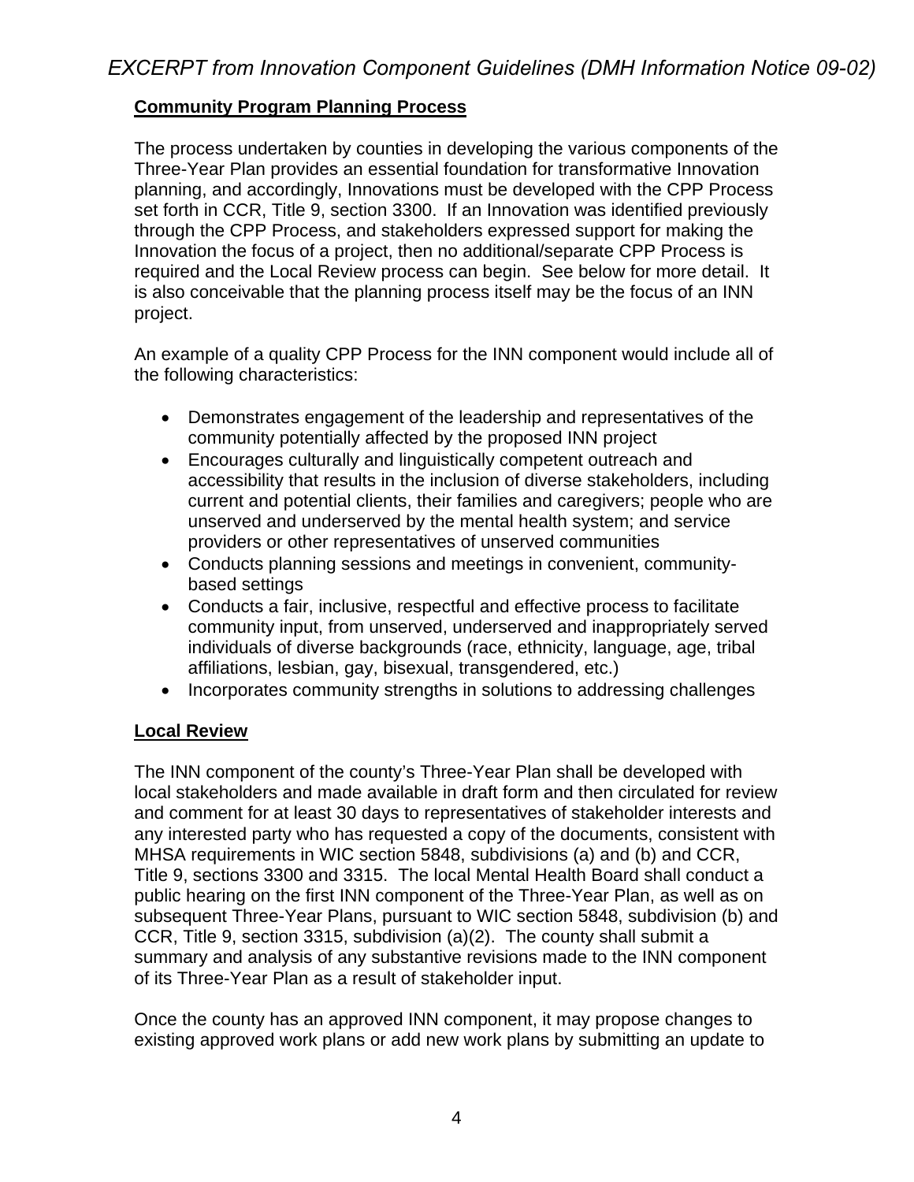*EXCERPT from Innovation Component Guidelines (DMH Information Notice 09-02)*

## Community Program Planning Process

The process undertaken by counties in developing the various components of the Three-Year Plan provides an essential foundation for transformative Innovation planning, and accordingly, Innovations must be developed with the CPP Process set forth in CCR, Title 9, section 3300. If an Innovation was identified previously through the CPP Process, and stakeholders expressed support for making the Innovation the focus of a project, then no additional/separate CPP Process is required and the Local Review process can begin. See below for more detail. It is also conceivable that the planning process itself may be the focus of an INN project.

An example of a quality CPP Process for the INN component would include all of the following characteristics:

- Demonstrates engagement of the leadership and representatives of the community potentially affected by the proposed INN project
- Encourages culturally and linguistically competent outreach and accessibility that results in the inclusion of diverse stakeholders, including current and potential clients, their families and caregivers; people who are unserved and underserved by the mental health system; and service providers or other representatives of unserved communities
- Conducts planning sessions and meetings in convenient, community-based settings
- Conducts a fair, inclusive, respectful and effective process to facilitate community input, from unserved, underserved and inappropriately served individuals of diverse backgrounds (race, ethnicity, language, age, tribal affiliations, lesbian, gay, bisexual, transgendered, etc.)
- Incorporates community strengths in solutions to addressing challenges

## Local Review

The INN component of the county's Three-Year Plan shall be developed with local stakeholders and made available in draft form and then circulated for review and comment for at least 30 days to representatives of stakeholder interests and any interested party who has requested a copy of the documents, consistent with MHSA requirements in WIC section 5848, subdivisions (a) and (b) and CCR, Title 9, sections 3300 and 3315. The local Mental Health Board shall conduct a public hearing on the first INN component of the Three-Year Plan, as well as on subsequent Three-Year Plans, pursuant to WIC section 5848, subdivision (b) and CCR, Title 9, section 3315, subdivision (a)(2). The county shall submit a summary and analysis of any substantive revisions made to the INN component of its Three-Year Plan as a result of stakeholder input.

Once the county has an approved INN component, it may propose changes to existing approved work plans or add new work plans by submitting an update to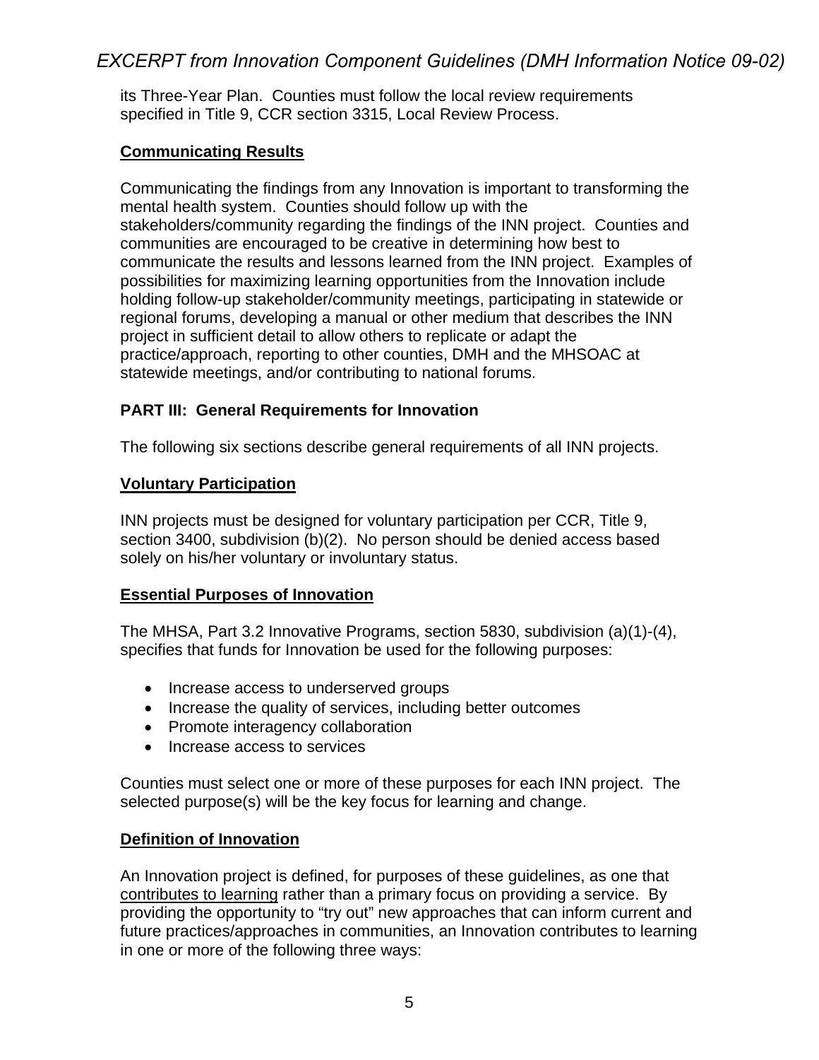its Three-Year Plan. Counties must follow the local review requirements specified in Title 9, CCR section 3315, Local Review Process.

**Communicating Results**

Communicating the findings from any Innovation is important to transforming the mental health system. Counties should follow up with the stakeholders/community regarding the findings of the INN project. Counties and communities are encouraged to be creative in determining how best to communicate the results and lessons learned from the INN project. Examples of possibilities for maximizing learning opportunities from the Innovation include holding follow-up stakeholder/community meetings, participating in statewide or regional forums, developing a manual or other medium that describes the INN project in sufficient detail to allow others to replicate or adapt the practice/approach, reporting to other counties, DMH and the MHSOAC at statewide meetings, and/or contributing to national forums.

## PART III: General Requirements for Innovation

The following six sections describe general requirements of all INN projects.

**Voluntary Participation**

INN projects must be designed for voluntary participation per CCR, Title 9, section 3400, subdivision (b)(2). No person should be denied access based solely on his/her voluntary or involuntary status.

**Essential Purposes of Innovation**

The MHSA, Part 3.2 Innovative Programs, section 5830, subdivision (a)(1)-(4), specifies that funds for Innovation be used for the following purposes:

- Increase access to underserved groups
- Increase the quality of services, including better outcomes
- Promote interagency collaboration
- Increase access to services

Counties must select one or more of these purposes for each INN project. The selected purpose(s) will be the key focus for learning and change.

**Definition of Innovation**

An Innovation project is defined, for purposes of these guidelines, as one that contributes to learning rather than a primary focus on providing a service. By providing the opportunity to "try out" new approaches that can inform current and future practices/approaches in communities, an Innovation contributes to learning in one or more of the following three ways: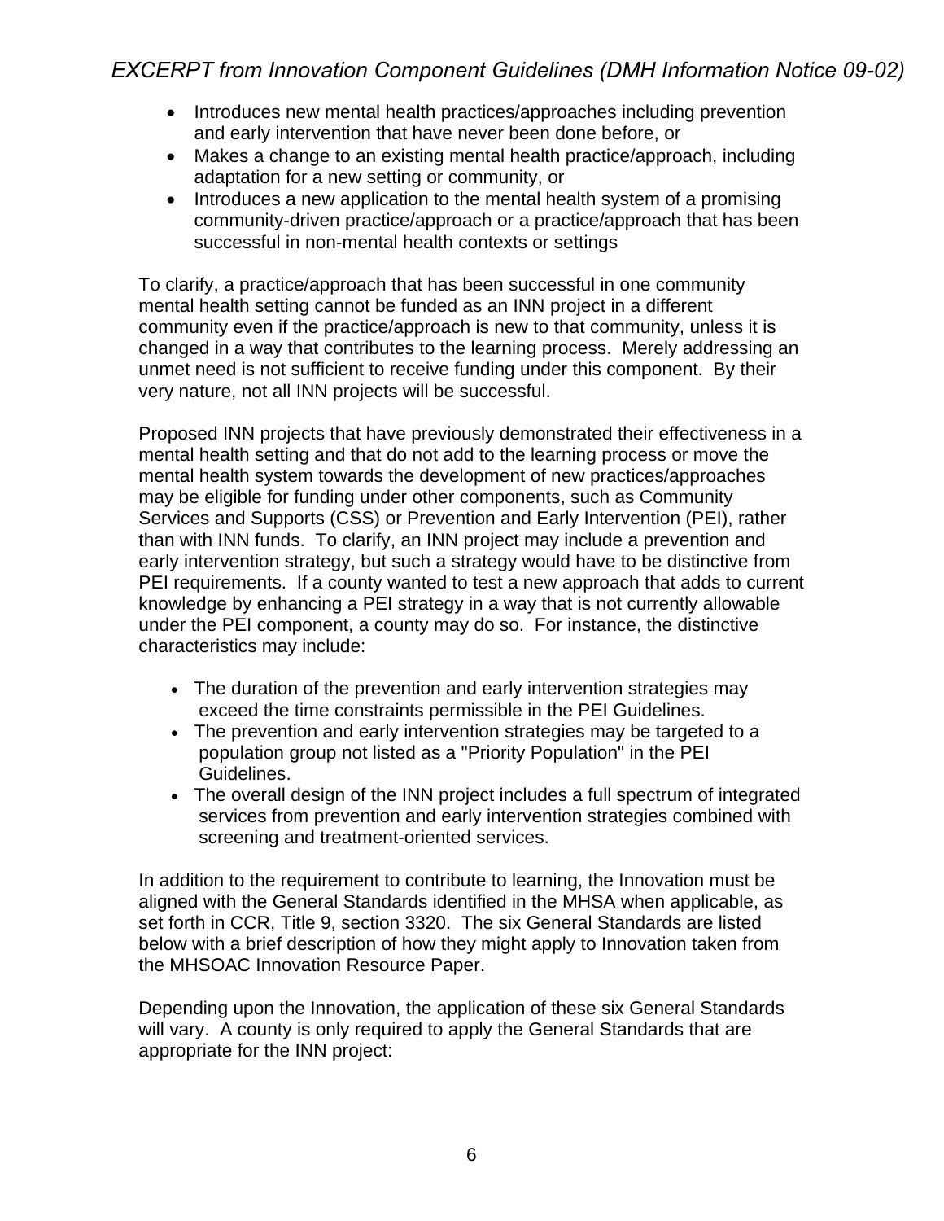*EXCERPT from Innovation Component Guidelines (DMH Information Notice 09-02)*

- Introduces new mental health practices/approaches including prevention and early intervention that have never been done before, or
- Makes a change to an existing mental health practice/approach, including adaptation for a new setting or community, or
- Introduces a new application to the mental health system of a promising community-driven practice/approach or a practice/approach that has been successful in non-mental health contexts or settings

To clarify, a practice/approach that has been successful in one community mental health setting cannot be funded as an INN project in a different community even if the practice/approach is new to that community, unless it is changed in a way that contributes to the learning process. Merely addressing an unmet need is not sufficient to receive funding under this component. By their very nature, not all INN projects will be successful.

Proposed INN projects that have previously demonstrated their effectiveness in a mental health setting and that do not add to the learning process or move the mental health system towards the development of new practices/approaches may be eligible for funding under other components, such as Community Services and Supports (CSS) or Prevention and Early Intervention (PEI), rather than with INN funds. To clarify, an INN project may include a prevention and early intervention strategy, but such a strategy would have to be distinctive from PEI requirements. If a county wanted to test a new approach that adds to current knowledge by enhancing a PEI strategy in a way that is not currently allowable under the PEI component, a county may do so. For instance, the distinctive characteristics may include:

- The duration of the prevention and early intervention strategies may exceed the time constraints permissible in the PEI Guidelines.
- The prevention and early intervention strategies may be targeted to a population group not listed as a "Priority Population" in the PEI Guidelines.
- The overall design of the INN project includes a full spectrum of integrated services from prevention and early intervention strategies combined with screening and treatment-oriented services.

In addition to the requirement to contribute to learning, the Innovation must be aligned with the General Standards identified in the MHSA when applicable, as set forth in CCR, Title 9, section 3320. The six General Standards are listed below with a brief description of how they might apply to Innovation taken from the MHSOAC Innovation Resource Paper.

Depending upon the Innovation, the application of these six General Standards will vary. A county is only required to apply the General Standards that are appropriate for the INN project: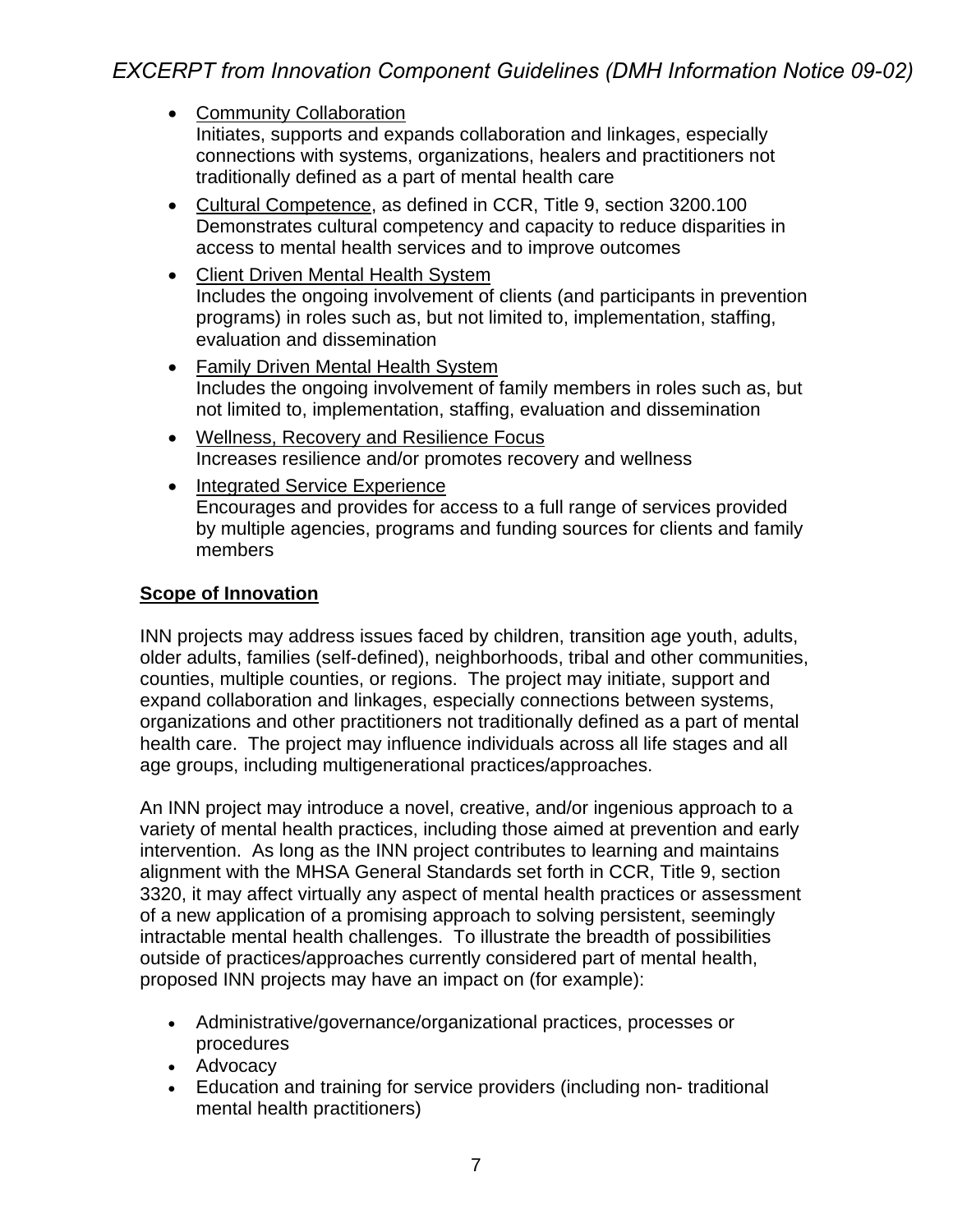*EXCERPT from Innovation Component Guidelines (DMH Information Notice 09-02)*

- Community Collaboration
  Initiates, supports and expands collaboration and linkages, especially connections with systems, organizations, healers and practitioners not traditionally defined as a part of mental health care
- Cultural Competence, as defined in CCR, Title 9, section 3200.100
  Demonstrates cultural competency and capacity to reduce disparities in access to mental health services and to improve outcomes
- Client Driven Mental Health System
  Includes the ongoing involvement of clients (and participants in prevention programs) in roles such as, but not limited to, implementation, staffing, evaluation and dissemination
- Family Driven Mental Health System
  Includes the ongoing involvement of family members in roles such as, but not limited to, implementation, staffing, evaluation and dissemination
- Wellness, Recovery and Resilience Focus
  Increases resilience and/or promotes recovery and wellness
- Integrated Service Experience
  Encourages and provides for access to a full range of services provided by multiple agencies, programs and funding sources for clients and family members

**Scope of Innovation**

INN projects may address issues faced by children, transition age youth, adults, older adults, families (self-defined), neighborhoods, tribal and other communities, counties, multiple counties, or regions. The project may initiate, support and expand collaboration and linkages, especially connections between systems, organizations and other practitioners not traditionally defined as a part of mental health care. The project may influence individuals across all life stages and all age groups, including multigenerational practices/approaches.

An INN project may introduce a novel, creative, and/or ingenious approach to a variety of mental health practices, including those aimed at prevention and early intervention. As long as the INN project contributes to learning and maintains alignment with the MHSA General Standards set forth in CCR, Title 9, section 3320, it may affect virtually any aspect of mental health practices or assessment of a new application of a promising approach to solving persistent, seemingly intractable mental health challenges. To illustrate the breadth of possibilities outside of practices/approaches currently considered part of mental health, proposed INN projects may have an impact on (for example):

- Administrative/governance/organizational practices, processes or procedures
- Advocacy
- Education and training for service providers (including non- traditional mental health practitioners)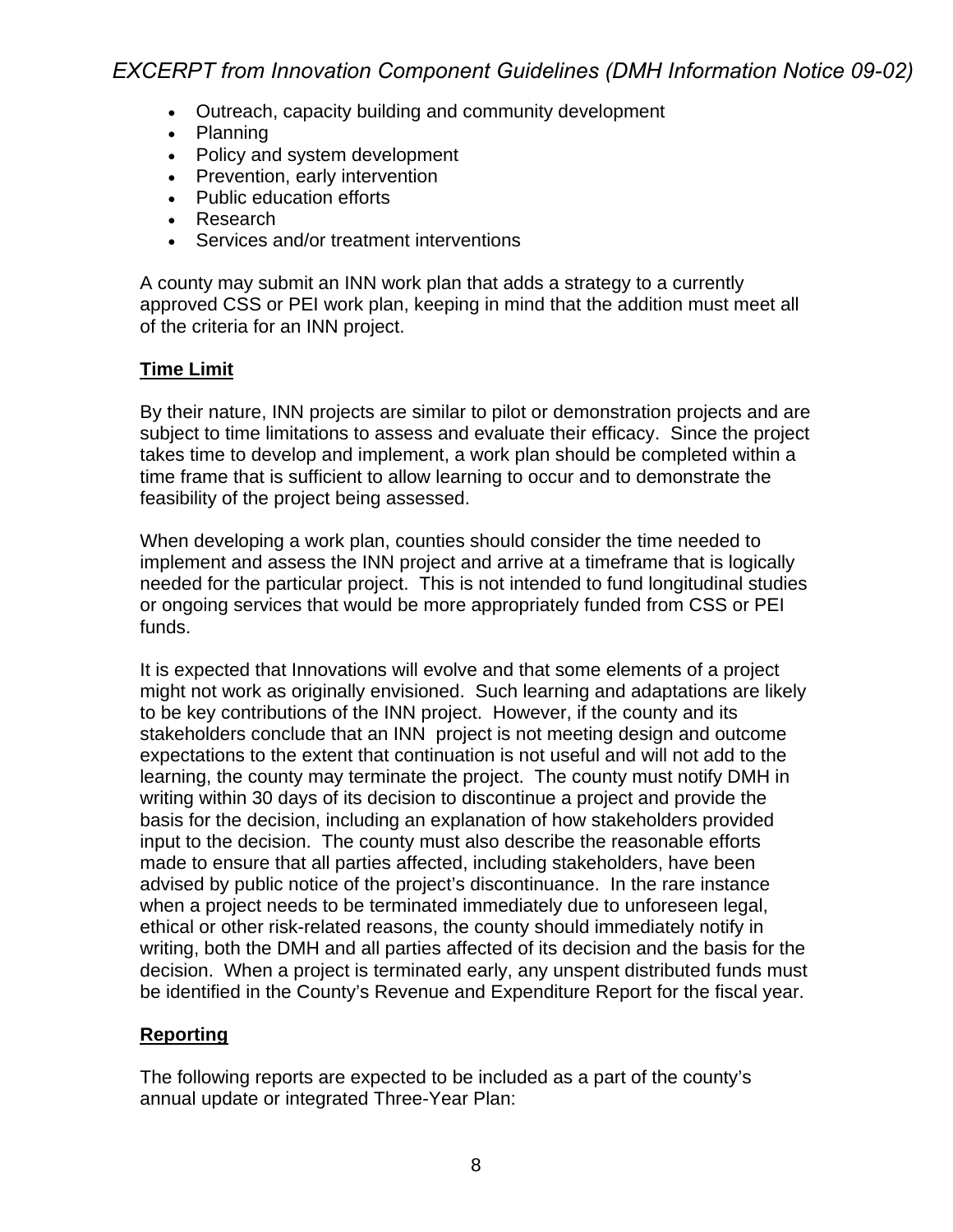- Outreach, capacity building and community development
- Planning
- Policy and system development
- Prevention, early intervention
- Public education efforts
- Research
- Services and/or treatment interventions

A county may submit an INN work plan that adds a strategy to a currently approved CSS or PEI work plan, keeping in mind that the addition must meet all of the criteria for an INN project.

**Time Limit**

By their nature, INN projects are similar to pilot or demonstration projects and are subject to time limitations to assess and evaluate their efficacy. Since the project takes time to develop and implement, a work plan should be completed within a time frame that is sufficient to allow learning to occur and to demonstrate the feasibility of the project being assessed.

When developing a work plan, counties should consider the time needed to implement and assess the INN project and arrive at a timeframe that is logically needed for the particular project. This is not intended to fund longitudinal studies or ongoing services that would be more appropriately funded from CSS or PEI funds.

It is expected that Innovations will evolve and that some elements of a project might not work as originally envisioned. Such learning and adaptations are likely to be key contributions of the INN project. However, if the county and its stakeholders conclude that an INN project is not meeting design and outcome expectations to the extent that continuation is not useful and will not add to the learning, the county may terminate the project. The county must notify DMH in writing within 30 days of its decision to discontinue a project and provide the basis for the decision, including an explanation of how stakeholders provided input to the decision. The county must also describe the reasonable efforts made to ensure that all parties affected, including stakeholders, have been advised by public notice of the project's discontinuance. In the rare instance when a project needs to be terminated immediately due to unforeseen legal, ethical or other risk-related reasons, the county should immediately notify in writing, both the DMH and all parties affected of its decision and the basis for the decision. When a project is terminated early, any unspent distributed funds must be identified in the County's Revenue and Expenditure Report for the fiscal year.

**Reporting**

The following reports are expected to be included as a part of the county's annual update or integrated Three-Year Plan: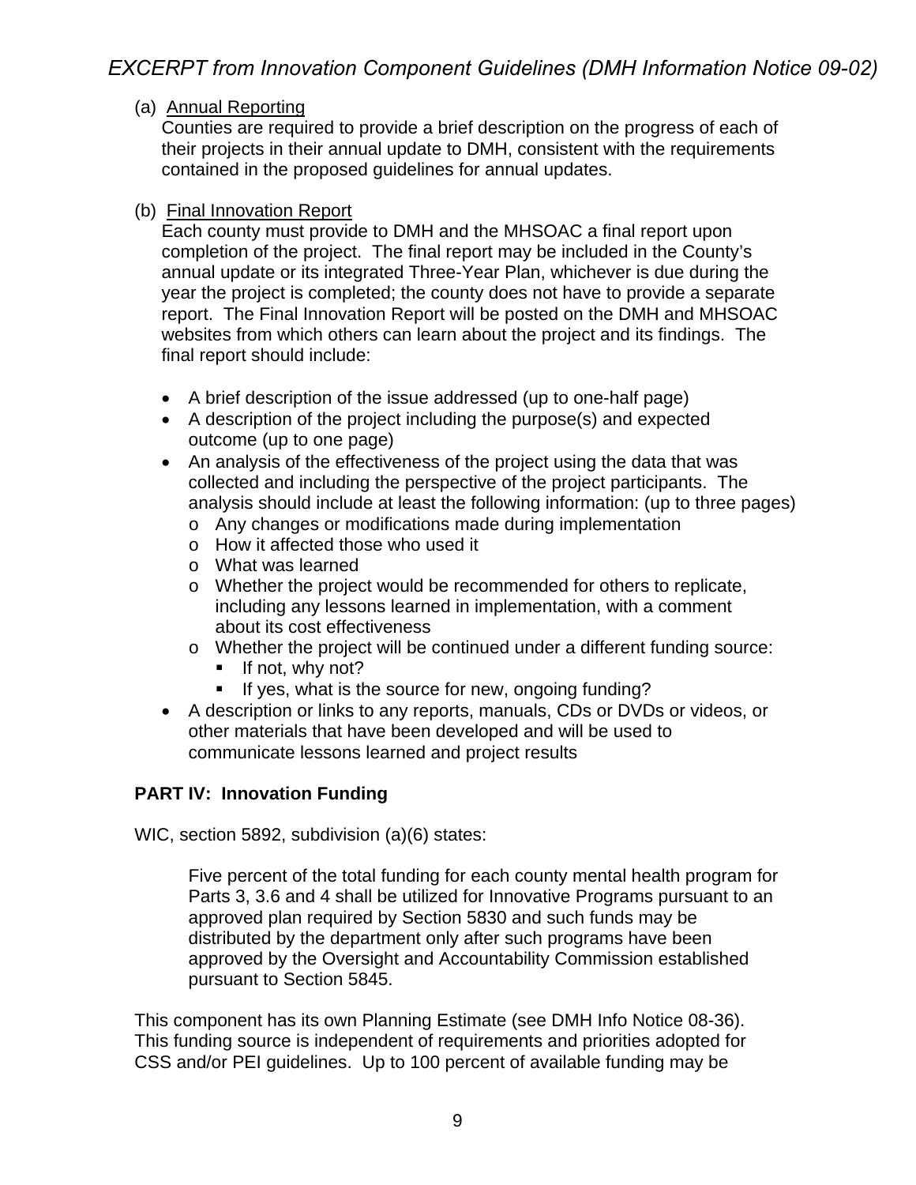*EXCERPT from Innovation Component Guidelines (DMH Information Notice 09-02)*

(a) <u>Annual Reporting</u>
Counties are required to provide a brief description on the progress of each of their projects in their annual update to DMH, consistent with the requirements contained in the proposed guidelines for annual updates.

(b) <u>Final Innovation Report</u>
Each county must provide to DMH and the MHSOAC a final report upon completion of the project. The final report may be included in the County's annual update or its integrated Three-Year Plan, whichever is due during the year the project is completed; the county does not have to provide a separate report. The Final Innovation Report will be posted on the DMH and MHSOAC websites from which others can learn about the project and its findings. The final report should include:

- A brief description of the issue addressed (up to one-half page)
- A description of the project including the purpose(s) and expected outcome (up to one page)
- An analysis of the effectiveness of the project using the data that was collected and including the perspective of the project participants. The analysis should include at least the following information: (up to three pages)
  - Any changes or modifications made during implementation
  - How it affected those who used it
  - What was learned
  - Whether the project would be recommended for others to replicate, including any lessons learned in implementation, with a comment about its cost effectiveness
  - Whether the project will be continued under a different funding source:
    - If not, why not?
    - If yes, what is the source for new, ongoing funding?
- A description or links to any reports, manuals, CDs or DVDs or videos, or other materials that have been developed and will be used to communicate lessons learned and project results

**PART IV: Innovation Funding**

WIC, section 5892, subdivision (a)(6) states:

> Five percent of the total funding for each county mental health program for Parts 3, 3.6 and 4 shall be utilized for Innovative Programs pursuant to an approved plan required by Section 5830 and such funds may be distributed by the department only after such programs have been approved by the Oversight and Accountability Commission established pursuant to Section 5845.

This component has its own Planning Estimate (see DMH Info Notice 08-36). This funding source is independent of requirements and priorities adopted for CSS and/or PEI guidelines. Up to 100 percent of available funding may be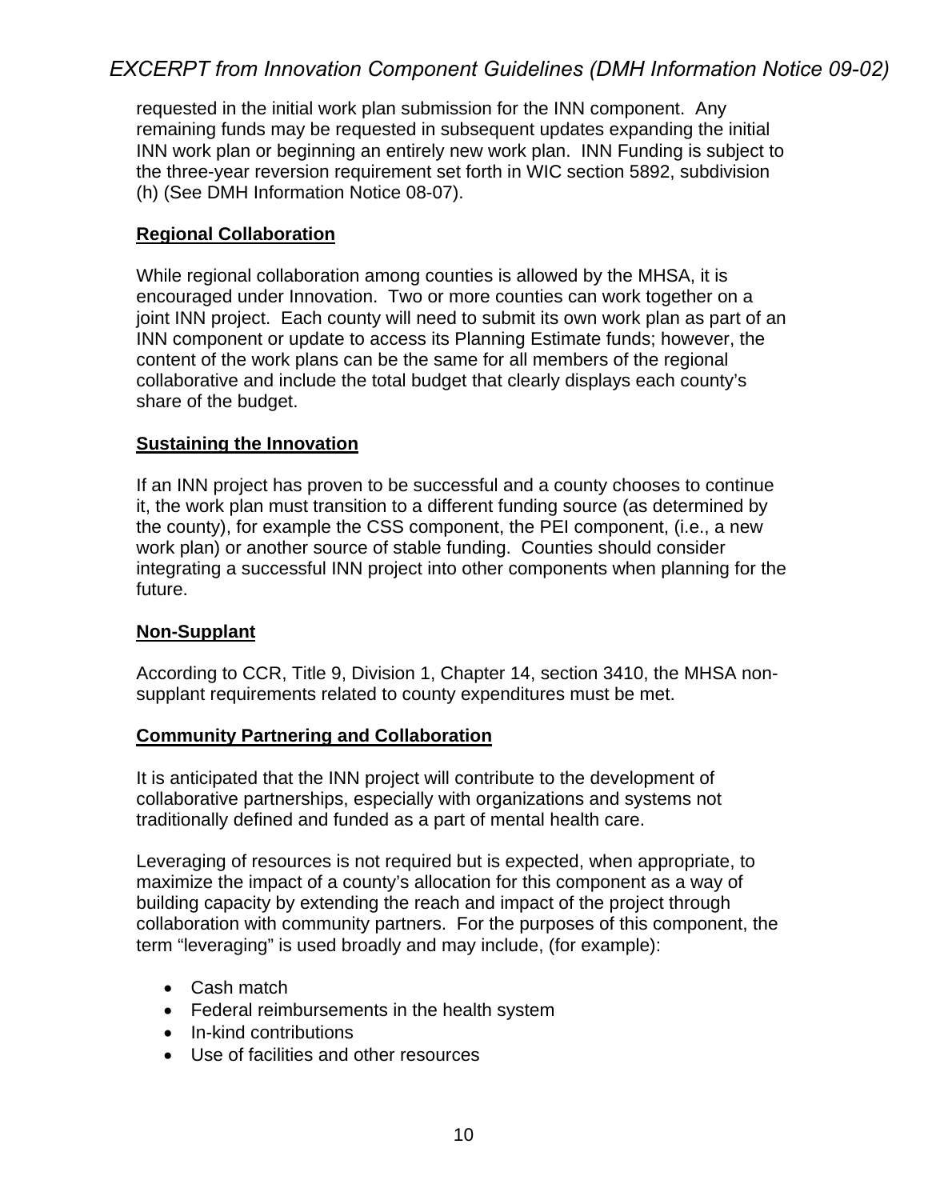requested in the initial work plan submission for the INN component. Any remaining funds may be requested in subsequent updates expanding the initial INN work plan or beginning an entirely new work plan. INN Funding is subject to the three-year reversion requirement set forth in WIC section 5892, subdivision (h) (See DMH Information Notice 08-07).

**Regional Collaboration**

While regional collaboration among counties is allowed by the MHSA, it is encouraged under Innovation. Two or more counties can work together on a joint INN project. Each county will need to submit its own work plan as part of an INN component or update to access its Planning Estimate funds; however, the content of the work plans can be the same for all members of the regional collaborative and include the total budget that clearly displays each county's share of the budget.

**Sustaining the Innovation**

If an INN project has proven to be successful and a county chooses to continue it, the work plan must transition to a different funding source (as determined by the county), for example the CSS component, the PEI component, (i.e., a new work plan) or another source of stable funding. Counties should consider integrating a successful INN project into other components when planning for the future.

**Non-Supplant**

According to CCR, Title 9, Division 1, Chapter 14, section 3410, the MHSA non-supplant requirements related to county expenditures must be met.

**Community Partnering and Collaboration**

It is anticipated that the INN project will contribute to the development of collaborative partnerships, especially with organizations and systems not traditionally defined and funded as a part of mental health care.

Leveraging of resources is not required but is expected, when appropriate, to maximize the impact of a county's allocation for this component as a way of building capacity by extending the reach and impact of the project through collaboration with community partners. For the purposes of this component, the term "leveraging" is used broadly and may include, (for example):

- Cash match
- Federal reimbursements in the health system
- In-kind contributions
- Use of facilities and other resources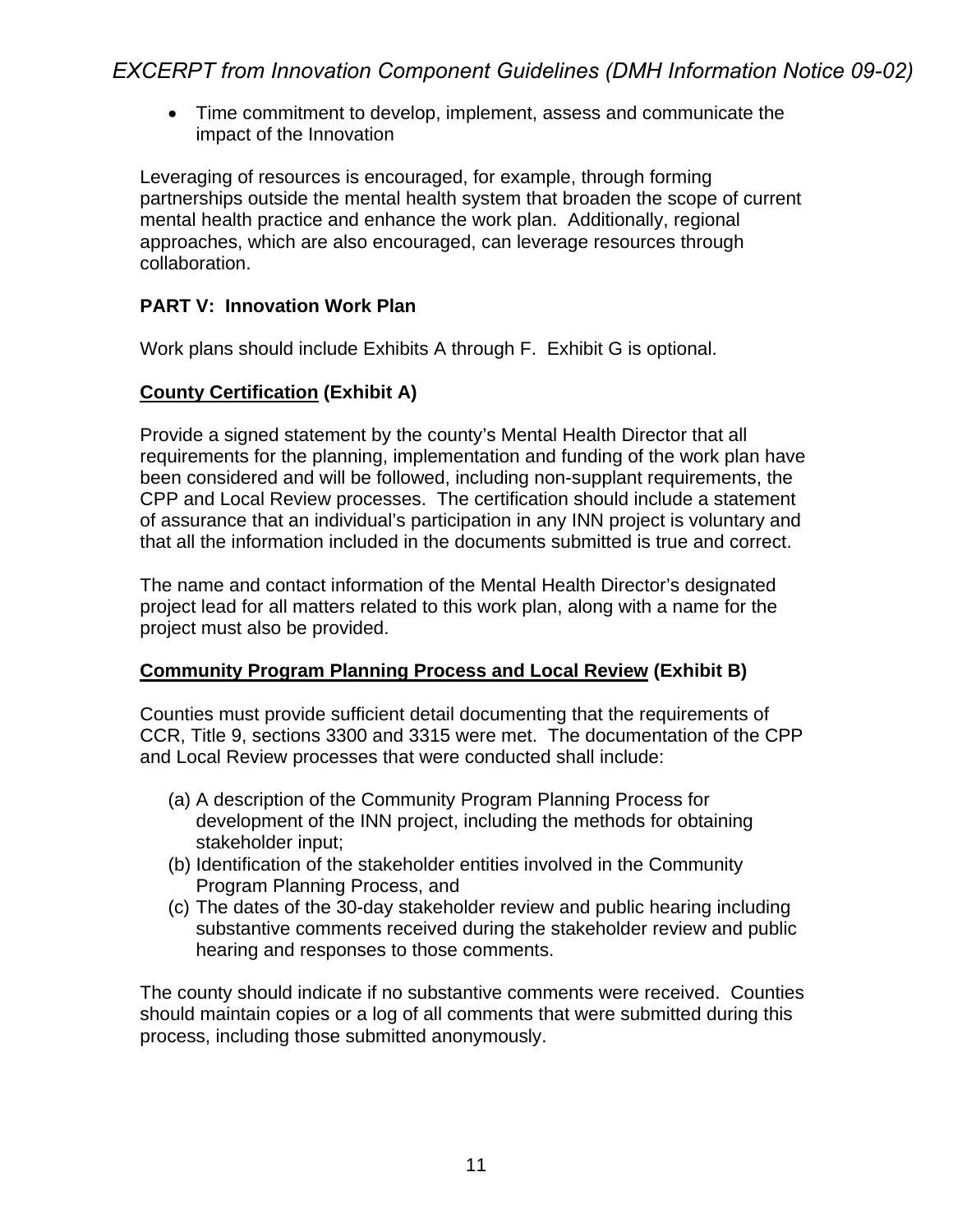- Time commitment to develop, implement, assess and communicate the impact of the Innovation

Leveraging of resources is encouraged, for example, through forming partnerships outside the mental health system that broaden the scope of current mental health practice and enhance the work plan. Additionally, regional approaches, which are also encouraged, can leverage resources through collaboration.

**PART V: Innovation Work Plan**

Work plans should include Exhibits A through F. Exhibit G is optional.

**County Certification (Exhibit A)**

Provide a signed statement by the county's Mental Health Director that all requirements for the planning, implementation and funding of the work plan have been considered and will be followed, including non-supplant requirements, the CPP and Local Review processes. The certification should include a statement of assurance that an individual's participation in any INN project is voluntary and that all the information included in the documents submitted is true and correct.

The name and contact information of the Mental Health Director's designated project lead for all matters related to this work plan, along with a name for the project must also be provided.

**Community Program Planning Process and Local Review (Exhibit B)**

Counties must provide sufficient detail documenting that the requirements of CCR, Title 9, sections 3300 and 3315 were met. The documentation of the CPP and Local Review processes that were conducted shall include:

(a) A description of the Community Program Planning Process for development of the INN project, including the methods for obtaining stakeholder input;
(b) Identification of the stakeholder entities involved in the Community Program Planning Process, and
(c) The dates of the 30-day stakeholder review and public hearing including substantive comments received during the stakeholder review and public hearing and responses to those comments.

The county should indicate if no substantive comments were received. Counties should maintain copies or a log of all comments that were submitted during this process, including those submitted anonymously.